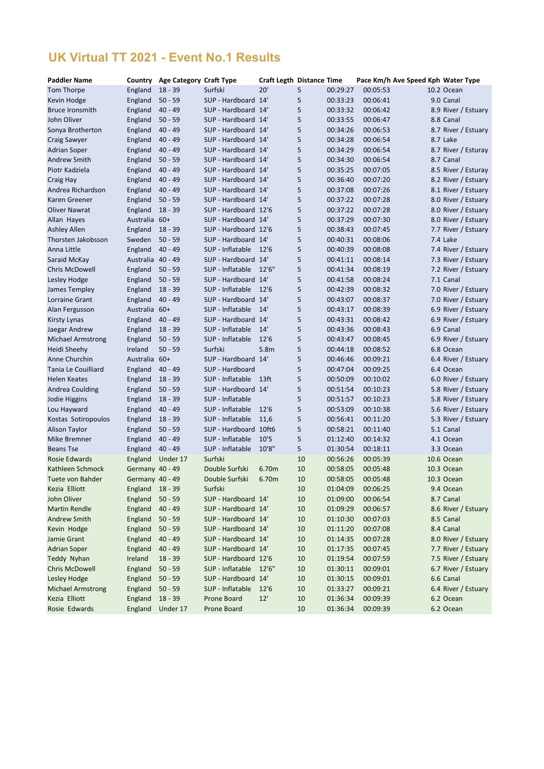# UK Virtual TT 2021 - Event No.1 Results

| Paddler Name | Country | Age Category | Craft Type | Craft Legth | Distance | Time | Pace Km/h | Ave Speed Kph | Water Type |
|---|---|---|---|---|---|---|---|---|---|
| Tom Thorpe | England | 18 - 39 | Surfski | 20' | 5 | 00:29:27 | 00:05:53 | 10.2 | Ocean |
| Kevin Hodge | England | 50 - 59 | SUP - Hardboard | 14' | 5 | 00:33:23 | 00:06:41 | 9.0 | Canal |
| Bruce Ironsmith | England | 40 - 49 | SUP - Hardboard | 14' | 5 | 00:33:32 | 00:06:42 | 8.9 | River / Estuary |
| John Oliver | England | 50 - 59 | SUP - Hardboard | 14' | 5 | 00:33:55 | 00:06:47 | 8.8 | Canal |
| Sonya Brotherton | England | 40 - 49 | SUP - Hardboard | 14' | 5 | 00:34:26 | 00:06:53 | 8.7 | River / Estuary |
| Craig Sawyer | England | 40 - 49 | SUP - Hardboard | 14' | 5 | 00:34:28 | 00:06:54 | 8.7 | Lake |
| Adrian Soper | England | 40 - 49 | SUP - Hardboard | 14' | 5 | 00:34:29 | 00:06:54 | 8.7 | River / Esturay |
| Andrew Smith | England | 50 - 59 | SUP - Hardboard | 14' | 5 | 00:34:30 | 00:06:54 | 8.7 | Canal |
| Piotr Kadziela | England | 40 - 49 | SUP - Hardboard | 14' | 5 | 00:35:25 | 00:07:05 | 8.5 | River / Esturay |
| Craig Hay | England | 40 - 49 | SUP - Hardboard | 14' | 5 | 00:36:40 | 00:07:20 | 8.2 | River / Estuary |
| Andrea Richardson | England | 40 - 49 | SUP - Hardboard | 14' | 5 | 00:37:08 | 00:07:26 | 8.1 | River / Estuary |
| Karen Greener | England | 50 - 59 | SUP - Hardboard | 14' | 5 | 00:37:22 | 00:07:28 | 8.0 | River / Estuary |
| Oliver Nawrat | England | 18 - 39 | SUP - Hardboard | 12'6 | 5 | 00:37:22 | 00:07:28 | 8.0 | River / Estuary |
| Allan Hayes | Australia | 60+ | SUP - Hardboard | 14' | 5 | 00:37:29 | 00:07:30 | 8.0 | River / Estuary |
| Ashley Allen | England | 18 - 39 | SUP - Hardboard | 12'6 | 5 | 00:38:43 | 00:07:45 | 7.7 | River / Estuary |
| Thorsten Jakobsson | Sweden | 50 - 59 | SUP - Hardboard | 14' | 5 | 00:40:31 | 00:08:06 | 7.4 | Lake |
| Anna Little | England | 40 - 49 | SUP - Inflatable | 12'6 | 5 | 00:40:39 | 00:08:08 | 7.4 | River / Estuary |
| Saraid McKay | Australia | 40 - 49 | SUP - Hardboard | 14' | 5 | 00:41:11 | 00:08:14 | 7.3 | River / Estuary |
| Chris McDowell | England | 50 - 59 | SUP - Inflatable | 12'6" | 5 | 00:41:34 | 00:08:19 | 7.2 | River / Estuary |
| Lesley Hodge | England | 50 - 59 | SUP - Hardboard | 14' | 5 | 00:41:58 | 00:08:24 | 7.1 | Canal |
| James Templey | England | 18 - 39 | SUP - Inflatable | 12'6 | 5 | 00:42:39 | 00:08:32 | 7.0 | River / Estuary |
| Lorraine Grant | England | 40 - 49 | SUP - Hardboard | 14' | 5 | 00:43:07 | 00:08:37 | 7.0 | River / Estuary |
| Alan Fergusson | Australia | 60+ | SUP - Inflatable | 14' | 5 | 00:43:17 | 00:08:39 | 6.9 | River / Estuary |
| Kirsty Lynas | England | 40 - 49 | SUP - Hardboard | 14' | 5 | 00:43:31 | 00:08:42 | 6.9 | River / Estuary |
| Jaegar Andrew | England | 18 - 39 | SUP - Inflatable | 14' | 5 | 00:43:36 | 00:08:43 | 6.9 | Canal |
| Michael Armstrong | England | 50 - 59 | SUP - Inflatable | 12'6 | 5 | 00:43:47 | 00:08:45 | 6.9 | River / Estuary |
| Heidi Sheehy | Ireland | 50 - 59 | Surfski | 5.8m | 5 | 00:44:18 | 00:08:52 | 6.8 | Ocean |
| Anne Churchin | Australia | 60+ | SUP - Hardboard | 14' | 5 | 00:46:46 | 00:09:21 | 6.4 | River / Estuary |
| Tania Le Couilliard | England | 40 - 49 | SUP - Hardboard | | 5 | 00:47:04 | 00:09:25 | 6.4 | Ocean |
| Helen Keates | England | 18 - 39 | SUP - Inflatable | 13ft | 5 | 00:50:09 | 00:10:02 | 6.0 | River / Estuary |
| Andrea Coulding | England | 50 - 59 | SUP - Hardboard | 14' | 5 | 00:51:54 | 00:10:23 | 5.8 | River / Estuary |
| Jodie Higgins | England | 18 - 39 | SUP - Inflatable | | 5 | 00:51:57 | 00:10:23 | 5.8 | River / Estuary |
| Lou Hayward | England | 40 - 49 | SUP - Inflatable | 12'6 | 5 | 00:53:09 | 00:10:38 | 5.6 | River / Estuary |
| Kostas Sotiropoulos | England | 18 - 39 | SUP - Inflatable | 11,6 | 5 | 00:56:41 | 00:11:20 | 5.3 | River / Estuary |
| Alison Taylor | England | 50 - 59 | SUP - Hardboard | 10ft6 | 5 | 00:58:21 | 00:11:40 | 5.1 | Canal |
| Mike Bremner | England | 40 - 49 | SUP - Inflatable | 10'5 | 5 | 01:12:40 | 00:14:32 | 4.1 | Ocean |
| Beans Tse | England | 40 - 49 | SUP - Inflatable | 10'8" | 5 | 01:30:54 | 00:18:11 | 3.3 | Ocean |
| Rosie Edwards | England | Under 17 | Surfski | | 10 | 00:56:26 | 00:05:39 | 10.6 | Ocean |
| Kathleen Schmock | Germany | 40 - 49 | Double Surfski | 6.70m | 10 | 00:58:05 | 00:05:48 | 10.3 | Ocean |
| Tuete von Bahder | Germany | 40 - 49 | Double Surfski | 6.70m | 10 | 00:58:05 | 00:05:48 | 10.3 | Ocean |
| Kezia Elliott | England | 18 - 39 | Surfski | | 10 | 01:04:09 | 00:06:25 | 9.4 | Ocean |
| John Oliver | England | 50 - 59 | SUP - Hardboard | 14' | 10 | 01:09:00 | 00:06:54 | 8.7 | Canal |
| Martin Rendle | England | 40 - 49 | SUP - Hardboard | 14' | 10 | 01:09:29 | 00:06:57 | 8.6 | River / Estuary |
| Andrew Smith | England | 50 - 59 | SUP - Hardboard | 14' | 10 | 01:10:30 | 00:07:03 | 8.5 | Canal |
| Kevin Hodge | England | 50 - 59 | SUP - Hardboard | 14' | 10 | 01:11:20 | 00:07:08 | 8.4 | Canal |
| Jamie Grant | England | 40 - 49 | SUP - Hardboard | 14' | 10 | 01:14:35 | 00:07:28 | 8.0 | River / Estuary |
| Adrian Soper | England | 40 - 49 | SUP - Hardboard | 14' | 10 | 01:17:35 | 00:07:45 | 7.7 | River / Estuary |
| Teddy Nyhan | Ireland | 18 - 39 | SUP - Hardboard | 12'6 | 10 | 01:19:54 | 00:07:59 | 7.5 | River / Estuary |
| Chris McDowell | England | 50 - 59 | SUP - Inflatable | 12'6" | 10 | 01:30:11 | 00:09:01 | 6.7 | River / Estuary |
| Lesley Hodge | England | 50 - 59 | SUP - Hardboard | 14' | 10 | 01:30:15 | 00:09:01 | 6.6 | Canal |
| Michael Armstrong | England | 50 - 59 | SUP - Inflatable | 12'6 | 10 | 01:33:27 | 00:09:21 | 6.4 | River / Estuary |
| Kezia Elliott | England | 18 - 39 | Prone Board | 12' | 10 | 01:36:34 | 00:09:39 | 6.2 | Ocean |
| Rosie Edwards | England | Under 17 | Prone Board | | 10 | 01:36:34 | 00:09:39 | 6.2 | Ocean |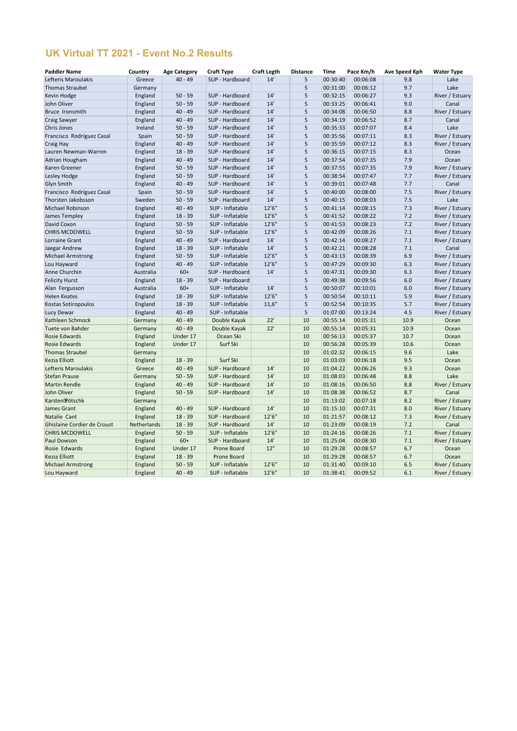## UK Virtual TT 2021 - Event No.2 Results

| Paddler Name | Country | Age Category | Craft Type | Craft Legth | Distance | Time | Pace Km/h | Ave Speed Kph | Water Type |
|---|---|---|---|---|---|---|---|---|---|
| Lefteris Maroulakis | Greece | 40 - 49 | SUP - Hardboard | 14' | 5 | 00:30:40 | 00:06:08 | 9.8 | Lake |
| Thomas Straubel | Germany | | | | 5 | 00:31:00 | 00:06:12 | 9.7 | Lake |
| Kevin Hodge | England | 50 - 59 | SUP - Hardboard | 14' | 5 | 00:32:15 | 00:06:27 | 9.3 | River / Estuary |
| John Oliver | England | 50 - 59 | SUP - Hardboard | 14' | 5 | 00:33:25 | 00:06:41 | 9.0 | Canal |
| Bruce Ironsmith | England | 40 - 49 | SUP - Hardboard | 14' | 5 | 00:34:08 | 00:06:50 | 8.8 | River / Estuary |
| Craig Sawyer | England | 40 - 49 | SUP - Hardboard | 14' | 5 | 00:34:19 | 00:06:52 | 8.7 | Canal |
| Chris Jones | Ireland | 50 - 59 | SUP - Hardboard | 14' | 5 | 00:35:33 | 00:07:07 | 8.4 | Lake |
| Francisco Rodríguez Casal | Spain | 50 - 59 | SUP - Hardboard | 14' | 5 | 00:35:56 | 00:07:11 | 8.3 | River / Estuary |
| Craig Hay | England | 40 - 49 | SUP - Hardboard | 14' | 5 | 00:35:59 | 00:07:12 | 8.3 | River / Estuary |
| Lauren Newman-Warren | England | 18 - 39 | SUP - Hardboard | 14' | 5 | 00:36:15 | 00:07:15 | 8.3 | Ocean |
| Adrian Hougham | England | 40 - 49 | SUP - Hardboard | 14' | 5 | 00:37:54 | 00:07:35 | 7.9 | Ocean |
| Karen Greener | England | 50 - 59 | SUP - Hardboard | 14' | 5 | 00:37:55 | 00:07:35 | 7.9 | River / Estuary |
| Lesley Hodge | England | 50 - 59 | SUP - Hardboard | 14' | 5 | 00:38:54 | 00:07:47 | 7.7 | River / Estuary |
| Glyn Smith | England | 40 - 49 | SUP - Hardboard | 14' | 5 | 00:39:01 | 00:07:48 | 7.7 | Canal |
| Francisco Rodríguez Casal | Spain | 50 - 59 | SUP - Hardboard | 14' | 5 | 00:40:00 | 00:08:00 | 7.5 | River / Estuary |
| Thorsten Jakobsson | Sweden | 50 - 59 | SUP - Hardboard | 14' | 5 | 00:40:15 | 00:08:03 | 7.5 | Lake |
| Michael Robinson | England | 40 - 49 | SUP - Inflatable | 12'6" | 5 | 00:41:14 | 00:08:15 | 7.3 | River / Estuary |
| James Templey | England | 18 - 39 | SUP - Inflatable | 12'6" | 5 | 00:41:52 | 00:08:22 | 7.2 | River / Estuary |
| David Coxon | England | 50 - 59 | SUP - Inflatable | 12'6" | 5 | 00:41:53 | 00:08:23 | 7.2 | River / Estuary |
| CHRIS MCDOWELL | England | 50 - 59 | SUP - Inflatable | 12'6" | 5 | 00:42:09 | 00:08:26 | 7.1 | River / Estuary |
| Lorraine Grant | England | 40 - 49 | SUP - Hardboard | 14' | 5 | 00:42:14 | 00:08:27 | 7.1 | River / Estuary |
| Jaegar Andrew | England | 18 - 39 | SUP - Inflatable | 14' | 5 | 00:42:21 | 00:08:28 | 7.1 | Canal |
| Michael Armstrong | England | 50 - 59 | SUP - Inflatable | 12'6" | 5 | 00:43:13 | 00:08:39 | 6.9 | River / Estuary |
| Lou Hayward | England | 40 - 49 | SUP - Inflatable | 12'6" | 5 | 00:47:29 | 00:09:30 | 6.3 | River / Estuary |
| Anne Churchin | Australia | 60+ | SUP - Hardboard | 14' | 5 | 00:47:31 | 00:09:30 | 6.3 | River / Estuary |
| Felicity Hurst | England | 18 - 39 | SUP - Hardboard | | 5 | 00:49:38 | 00:09:56 | 6.0 | River / Estuary |
| Alan Fergusson | Australia | 60+ | SUP - Inflatable | 14' | 5 | 00:50:07 | 00:10:01 | 6.0 | River / Estuary |
| Helen Keates | England | 18 - 39 | SUP - Inflatable | 12'6" | 5 | 00:50:54 | 00:10:11 | 5.9 | River / Estuary |
| Kostas Sotiropoulos | England | 18 - 39 | SUP - Inflatable | 11,6" | 5 | 00:52:54 | 00:10:35 | 5.7 | River / Estuary |
| Lucy Dewar | England | 40 - 49 | SUP - Inflatable | | 5 | 01:07:00 | 00:13:24 | 4.5 | River / Estuary |
| Kathleen Schmock | Germany | 40 - 49 | Double Kayak | 22' | 10 | 00:55:14 | 00:05:31 | 10.9 | Ocean |
| Tuete von Bahder | Germany | 40 - 49 | Double Kayak | 22' | 10 | 00:55:14 | 00:05:31 | 10.9 | Ocean |
| Rosie Edwards | England | Under 17 | Ocean Ski | | 10 | 00:56:13 | 00:05:37 | 10.7 | Ocean |
| Rosie Edwards | England | Under 17 | Surf Ski | | 10 | 00:56:28 | 00:05:39 | 10.6 | Ocean |
| Thomas Straubel | Germany | | | | 10 | 01:02:32 | 00:06:15 | 9.6 | Lake |
| Kezia Elliott | England | 18 - 39 | Surf Ski | | 10 | 01:03:03 | 00:06:18 | 9.5 | Ocean |
| Lefteris Maroulakis | Greece | 40 - 49 | SUP - Hardboard | 14' | 10 | 01:04:22 | 00:06:26 | 9.3 | Ocean |
| Stefan Prause | Germany | 50 - 59 | SUP - Hardboard | 14' | 10 | 01:08:03 | 00:06:48 | 8.8 | Lake |
| Martin Rendle | England | 40 - 49 | SUP - Hardboard | 14' | 10 | 01:08:16 | 00:06:50 | 8.8 | River / Estuary |
| John Oliver | England | 50 - 59 | SUP - Hardboard | 14' | 10 | 01:08:38 | 00:06:52 | 8.7 | Canal |
| Karsten Pötschk | Germany | | | | 10 | 01:13:02 | 00:07:18 | 8.2 | River / Estuary |
| James Grant | England | 40 - 49 | SUP - Hardboard | 14' | 10 | 01:15:10 | 00:07:31 | 8.0 | River / Estuary |
| Natalie Cant | England | 18 - 39 | SUP - Hardboard | 12'6" | 10 | 01:21:57 | 00:08:12 | 7.3 | River / Estuary |
| Ghislaine Cordier de Croust | Netherlands | 18 - 39 | SUP - Hardboard | 14' | 10 | 01:23:09 | 00:08:19 | 7.2 | Canal |
| CHRIS MCDOWELL | England | 50 - 59 | SUP - Inflatable | 12'6" | 10 | 01:24:16 | 00:08:26 | 7.1 | River / Estuary |
| Paul Dowson | England | 60+ | SUP - Hardboard | 14' | 10 | 01:25:04 | 00:08:30 | 7.1 | River / Estuary |
| Rosie Edwards | England | Under 17 | Prone Board | 12" | 10 | 01:29:28 | 00:08:57 | 6.7 | Ocean |
| Kezia Elliott | England | 18 - 39 | Prone Board | | 10 | 01:29:28 | 00:08:57 | 6.7 | Ocean |
| Michael Armstrong | England | 50 - 59 | SUP - Inflatable | 12'6" | 10 | 01:31:40 | 00:09:10 | 6.5 | River / Estuary |
| Lou Hayward | England | 40 - 49 | SUP - Inflatable | 12'6" | 10 | 01:38:41 | 00:09:52 | 6.1 | River / Estuary |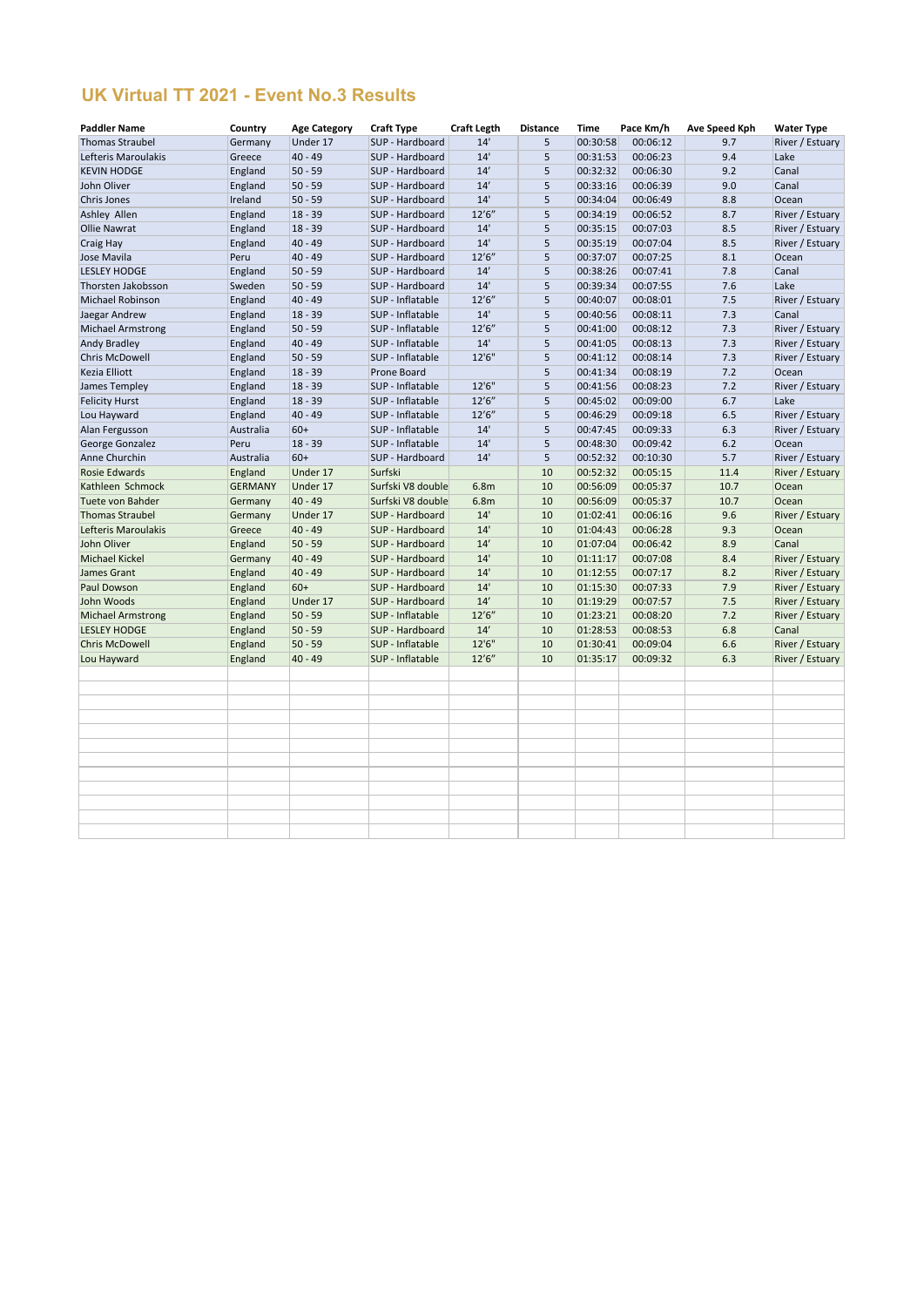# UK Virtual TT 2021 - Event No.3 Results

| Paddler Name | Country | Age Category | Craft Type | Craft Legth | Distance | Time | Pace Km/h | Ave Speed Kph | Water Type |
|---|---|---|---|---|---|---|---|---|---|
| Thomas Straubel | Germany | Under 17 | SUP - Hardboard | 14' | 5 | 00:30:58 | 00:06:12 | 9.7 | River / Estuary |
| Lefteris Maroulakis | Greece | 40 - 49 | SUP - Hardboard | 14' | 5 | 00:31:53 | 00:06:23 | 9.4 | Lake |
| KEVIN HODGE | England | 50 - 59 | SUP - Hardboard | 14' | 5 | 00:32:32 | 00:06:30 | 9.2 | Canal |
| John Oliver | England | 50 - 59 | SUP - Hardboard | 14' | 5 | 00:33:16 | 00:06:39 | 9.0 | Canal |
| Chris Jones | Ireland | 50 - 59 | SUP - Hardboard | 14' | 5 | 00:34:04 | 00:06:49 | 8.8 | Ocean |
| Ashley Allen | England | 18 - 39 | SUP - Hardboard | 12'6" | 5 | 00:34:19 | 00:06:52 | 8.7 | River / Estuary |
| Ollie Nawrat | England | 18 - 39 | SUP - Hardboard | 14' | 5 | 00:35:15 | 00:07:03 | 8.5 | River / Estuary |
| Craig Hay | England | 40 - 49 | SUP - Hardboard | 14' | 5 | 00:35:19 | 00:07:04 | 8.5 | River / Estuary |
| Jose Mavila | Peru | 40 - 49 | SUP - Hardboard | 12'6" | 5 | 00:37:07 | 00:07:25 | 8.1 | Ocean |
| LESLEY HODGE | England | 50 - 59 | SUP - Hardboard | 14' | 5 | 00:38:26 | 00:07:41 | 7.8 | Canal |
| Thorsten Jakobsson | Sweden | 50 - 59 | SUP - Hardboard | 14' | 5 | 00:39:34 | 00:07:55 | 7.6 | Lake |
| Michael Robinson | England | 40 - 49 | SUP - Inflatable | 12'6" | 5 | 00:40:07 | 00:08:01 | 7.5 | River / Estuary |
| Jaegar Andrew | England | 18 - 39 | SUP - Inflatable | 14' | 5 | 00:40:56 | 00:08:11 | 7.3 | Canal |
| Michael Armstrong | England | 50 - 59 | SUP - Inflatable | 12'6" | 5 | 00:41:00 | 00:08:12 | 7.3 | River / Estuary |
| Andy Bradley | England | 40 - 49 | SUP - Inflatable | 14' | 5 | 00:41:05 | 00:08:13 | 7.3 | River / Estuary |
| Chris McDowell | England | 50 - 59 | SUP - Inflatable | 12'6" | 5 | 00:41:12 | 00:08:14 | 7.3 | River / Estuary |
| Kezia Elliott | England | 18 - 39 | Prone Board | | 5 | 00:41:34 | 00:08:19 | 7.2 | Ocean |
| James Templey | England | 18 - 39 | SUP - Inflatable | 12'6" | 5 | 00:41:56 | 00:08:23 | 7.2 | River / Estuary |
| Felicity Hurst | England | 18 - 39 | SUP - Inflatable | 12'6" | 5 | 00:45:02 | 00:09:00 | 6.7 | Lake |
| Lou Hayward | England | 40 - 49 | SUP - Inflatable | 12'6" | 5 | 00:46:29 | 00:09:18 | 6.5 | River / Estuary |
| Alan Fergusson | Australia | 60+ | SUP - Inflatable | 14' | 5 | 00:47:45 | 00:09:33 | 6.3 | River / Estuary |
| George Gonzalez | Peru | 18 - 39 | SUP - Inflatable | 14' | 5 | 00:48:30 | 00:09:42 | 6.2 | Ocean |
| Anne Churchin | Australia | 60+ | SUP - Hardboard | 14' | 5 | 00:52:32 | 00:10:30 | 5.7 | River / Estuary |
| Rosie Edwards | England | Under 17 | Surfski | | 10 | 00:52:32 | 00:05:15 | 11.4 | River / Estuary |
| Kathleen Schmock | GERMANY | Under 17 | Surfski V8 double | 6.8m | 10 | 00:56:09 | 00:05:37 | 10.7 | Ocean |
| Tuete von Bahder | Germany | 40 - 49 | Surfski V8 double | 6.8m | 10 | 00:56:09 | 00:05:37 | 10.7 | Ocean |
| Thomas Straubel | Germany | Under 17 | SUP - Hardboard | 14' | 10 | 01:02:41 | 00:06:16 | 9.6 | River / Estuary |
| Lefteris Maroulakis | Greece | 40 - 49 | SUP - Hardboard | 14' | 10 | 01:04:43 | 00:06:28 | 9.3 | Ocean |
| John Oliver | England | 50 - 59 | SUP - Hardboard | 14' | 10 | 01:07:04 | 00:06:42 | 8.9 | Canal |
| Michael Kickel | Germany | 40 - 49 | SUP - Hardboard | 14' | 10 | 01:11:17 | 00:07:08 | 8.4 | River / Estuary |
| James Grant | England | 40 - 49 | SUP - Hardboard | 14' | 10 | 01:12:55 | 00:07:17 | 8.2 | River / Estuary |
| Paul Dowson | England | 60+ | SUP - Hardboard | 14' | 10 | 01:15:30 | 00:07:33 | 7.9 | River / Estuary |
| John Woods | England | Under 17 | SUP - Hardboard | 14' | 10 | 01:19:29 | 00:07:57 | 7.5 | River / Estuary |
| Michael Armstrong | England | 50 - 59 | SUP - Inflatable | 12'6" | 10 | 01:23:21 | 00:08:20 | 7.2 | River / Estuary |
| LESLEY HODGE | England | 50 - 59 | SUP - Hardboard | 14' | 10 | 01:28:53 | 00:08:53 | 6.8 | Canal |
| Chris McDowell | England | 50 - 59 | SUP - Inflatable | 12'6" | 10 | 01:30:41 | 00:09:04 | 6.6 | River / Estuary |
| Lou Hayward | England | 40 - 49 | SUP - Inflatable | 12'6" | 10 | 01:35:17 | 00:09:32 | 6.3 | River / Estuary |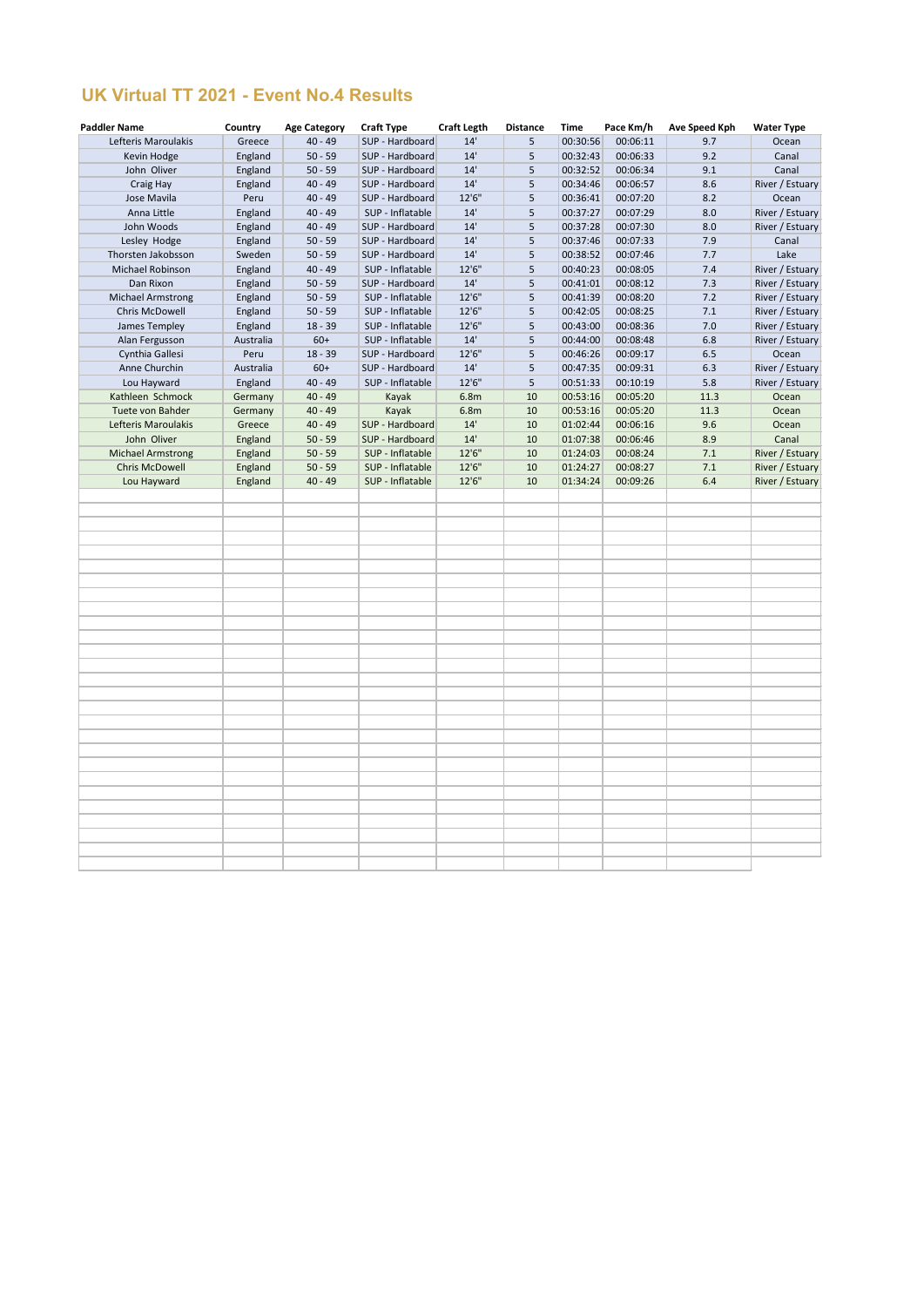# UK Virtual TT 2021 - Event No.4 Results

| Paddler Name | Country | Age Category | Craft Type | Craft Legth | Distance | Time | Pace Km/h | Ave Speed Kph | Water Type |
|---|---|---|---|---|---|---|---|---|---|
| Lefteris Maroulakis | Greece | 40 - 49 | SUP - Hardboard | 14' | 5 | 00:30:56 | 00:06:11 | 9.7 | Ocean |
| Kevin Hodge | England | 50 - 59 | SUP - Hardboard | 14' | 5 | 00:32:43 | 00:06:33 | 9.2 | Canal |
| John Oliver | England | 50 - 59 | SUP - Hardboard | 14' | 5 | 00:32:52 | 00:06:34 | 9.1 | Canal |
| Craig Hay | England | 40 - 49 | SUP - Hardboard | 14' | 5 | 00:34:46 | 00:06:57 | 8.6 | River / Estuary |
| Jose Mavila | Peru | 40 - 49 | SUP - Hardboard | 12'6" | 5 | 00:36:41 | 00:07:20 | 8.2 | Ocean |
| Anna Little | England | 40 - 49 | SUP - Inflatable | 14' | 5 | 00:37:27 | 00:07:29 | 8.0 | River / Estuary |
| John Woods | England | 40 - 49 | SUP - Hardboard | 14' | 5 | 00:37:28 | 00:07:30 | 8.0 | River / Estuary |
| Lesley Hodge | England | 50 - 59 | SUP - Hardboard | 14' | 5 | 00:37:46 | 00:07:33 | 7.9 | Canal |
| Thorsten Jakobsson | Sweden | 50 - 59 | SUP - Hardboard | 14' | 5 | 00:38:52 | 00:07:46 | 7.7 | Lake |
| Michael Robinson | England | 40 - 49 | SUP - Inflatable | 12'6" | 5 | 00:40:23 | 00:08:05 | 7.4 | River / Estuary |
| Dan Rixon | England | 50 - 59 | SUP - Hardboard | 14' | 5 | 00:41:01 | 00:08:12 | 7.3 | River / Estuary |
| Michael Armstrong | England | 50 - 59 | SUP - Inflatable | 12'6" | 5 | 00:41:39 | 00:08:20 | 7.2 | River / Estuary |
| Chris McDowell | England | 50 - 59 | SUP - Inflatable | 12'6" | 5 | 00:42:05 | 00:08:25 | 7.1 | River / Estuary |
| James Templey | England | 18 - 39 | SUP - Inflatable | 12'6" | 5 | 00:43:00 | 00:08:36 | 7.0 | River / Estuary |
| Alan Fergusson | Australia | 60+ | SUP - Inflatable | 14' | 5 | 00:44:00 | 00:08:48 | 6.8 | River / Estuary |
| Cynthia Gallesi | Peru | 18 - 39 | SUP - Hardboard | 12'6" | 5 | 00:46:26 | 00:09:17 | 6.5 | Ocean |
| Anne Churchin | Australia | 60+ | SUP - Hardboard | 14' | 5 | 00:47:35 | 00:09:31 | 6.3 | River / Estuary |
| Lou Hayward | England | 40 - 49 | SUP - Inflatable | 12'6" | 5 | 00:51:33 | 00:10:19 | 5.8 | River / Estuary |
| Kathleen Schmock | Germany | 40 - 49 | Kayak | 6.8m | 10 | 00:53:16 | 00:05:20 | 11.3 | Ocean |
| Tuete von Bahder | Germany | 40 - 49 | Kayak | 6.8m | 10 | 00:53:16 | 00:05:20 | 11.3 | Ocean |
| Lefteris Maroulakis | Greece | 40 - 49 | SUP - Hardboard | 14' | 10 | 01:02:44 | 00:06:16 | 9.6 | Ocean |
| John Oliver | England | 50 - 59 | SUP - Hardboard | 14' | 10 | 01:07:38 | 00:06:46 | 8.9 | Canal |
| Michael Armstrong | England | 50 - 59 | SUP - Inflatable | 12'6" | 10 | 01:24:03 | 00:08:24 | 7.1 | River / Estuary |
| Chris McDowell | England | 50 - 59 | SUP - Inflatable | 12'6" | 10 | 01:24:27 | 00:08:27 | 7.1 | River / Estuary |
| Lou Hayward | England | 40 - 49 | SUP - Inflatable | 12'6" | 10 | 01:34:24 | 00:09:26 | 6.4 | River / Estuary |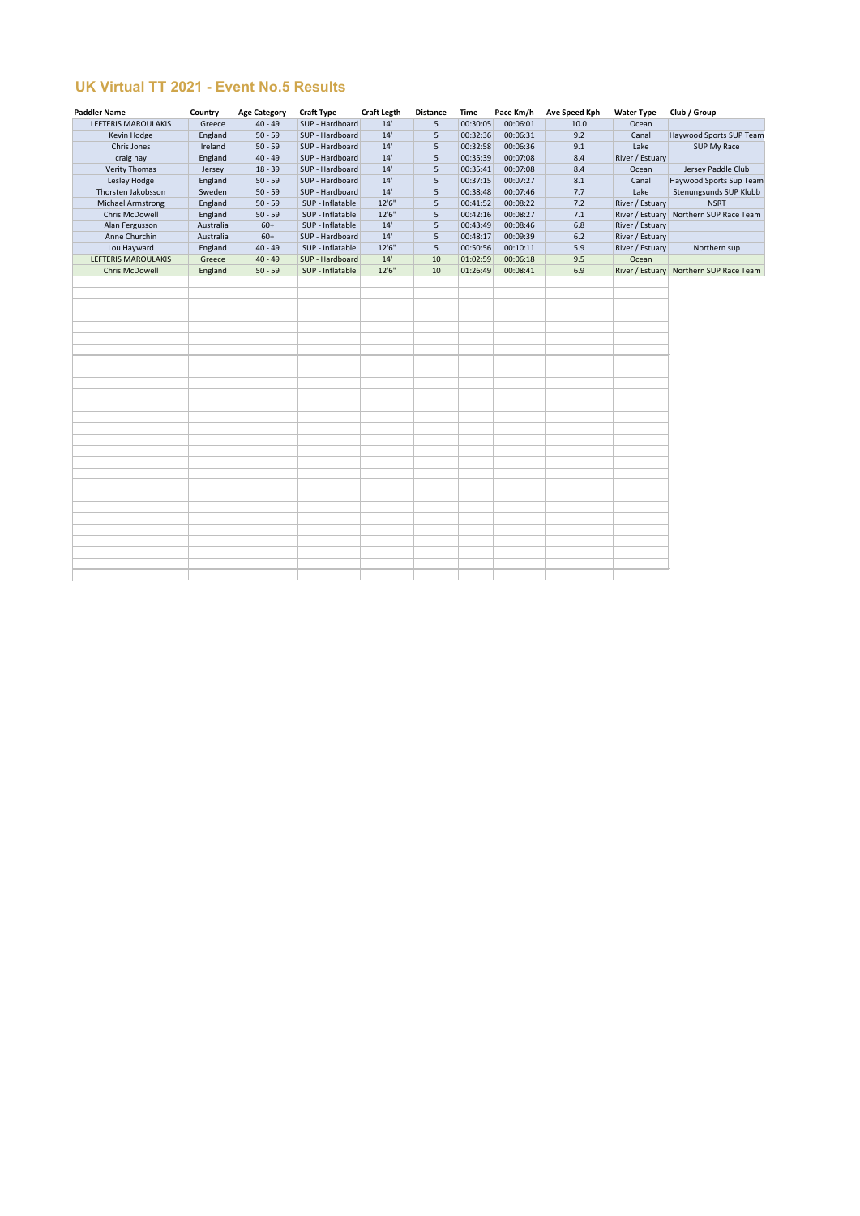## UK Virtual TT 2021 - Event No.5 Results

| Paddler Name | Country | Age Category | Craft Type | Craft Legth | Distance | Time | Pace Km/h | Ave Speed Kph | Water Type | Club / Group |
|---|---|---|---|---|---|---|---|---|---|---|
| LEFTERIS MAROULAKIS | Greece | 40 - 49 | SUP - Hardboard | 14' | 5 | 00:30:05 | 00:06:01 | 10.0 | Ocean | |
| Kevin Hodge | England | 50 - 59 | SUP - Hardboard | 14' | 5 | 00:32:36 | 00:06:31 | 9.2 | Canal | Haywood Sports SUP Team |
| Chris Jones | Ireland | 50 - 59 | SUP - Hardboard | 14' | 5 | 00:32:58 | 00:06:36 | 9.1 | Lake | SUP My Race |
| craig hay | England | 40 - 49 | SUP - Hardboard | 14' | 5 | 00:35:39 | 00:07:08 | 8.4 | River / Estuary | |
| Verity Thomas | Jersey | 18 - 39 | SUP - Hardboard | 14' | 5 | 00:35:41 | 00:07:08 | 8.4 | Ocean | Jersey Paddle Club |
| Lesley Hodge | England | 50 - 59 | SUP - Hardboard | 14' | 5 | 00:37:15 | 00:07:27 | 8.1 | Canal | Haywood Sports Sup Team |
| Thorsten Jakobsson | Sweden | 50 - 59 | SUP - Hardboard | 14' | 5 | 00:38:48 | 00:07:46 | 7.7 | Lake | Stenungsunds SUP Klubb |
| Michael Armstrong | England | 50 - 59 | SUP - Inflatable | 12'6" | 5 | 00:41:52 | 00:08:22 | 7.2 | River / Estuary | NSRT |
| Chris McDowell | England | 50 - 59 | SUP - Inflatable | 12'6" | 5 | 00:42:16 | 00:08:27 | 7.1 | River / Estuary | Northern SUP Race Team |
| Alan Fergusson | Australia | 60+ | SUP - Inflatable | 14' | 5 | 00:43:49 | 00:08:46 | 6.8 | River / Estuary | |
| Anne Churchin | Australia | 60+ | SUP - Hardboard | 14' | 5 | 00:48:17 | 00:09:39 | 6.2 | River / Estuary | |
| Lou Hayward | England | 40 - 49 | SUP - Inflatable | 12'6" | 5 | 00:50:56 | 00:10:11 | 5.9 | River / Estuary | Northern sup |
| LEFTERIS MAROULAKIS | Greece | 40 - 49 | SUP - Hardboard | 14' | 10 | 01:02:59 | 00:06:18 | 9.5 | Ocean | |
| Chris McDowell | England | 50 - 59 | SUP - Inflatable | 12'6" | 10 | 01:26:49 | 00:08:41 | 6.9 | River / Estuary | Northern SUP Race Team |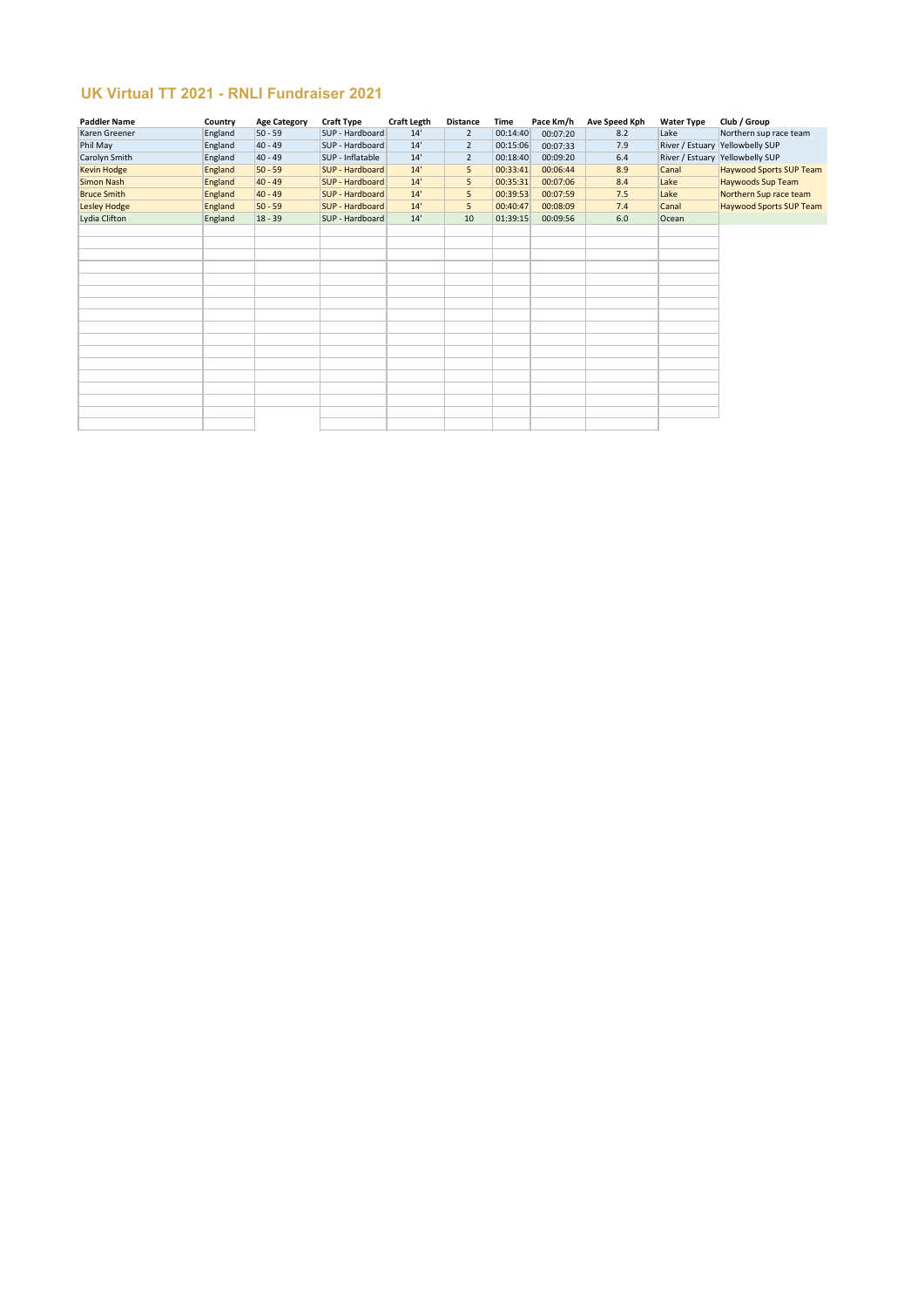# UK Virtual TT 2021 - RNLI Fundraiser 2021

| Paddler Name | Country | Age Category | Craft Type | Craft Legth | Distance | Time | Pace Km/h | Ave Speed Kph | Water Type | Club / Group |
|---|---|---|---|---|---|---|---|---|---|---|
| Karen Greener | England | 50 - 59 | SUP - Hardboard | 14' | 2 | 00:14:40 | 00:07:20 | 8.2 | Lake | Northern sup race team |
| Phil May | England | 40 - 49 | SUP - Hardboard | 14' | 2 | 00:15:06 | 00:07:33 | 7.9 | River / Estuary | Yellowbelly SUP |
| Carolyn Smith | England | 40 - 49 | SUP - Inflatable | 14' | 2 | 00:18:40 | 00:09:20 | 6.4 | River / Estuary | Yellowbelly SUP |
| Kevin Hodge | England | 50 - 59 | SUP - Hardboard | 14' | 5 | 00:33:41 | 00:06:44 | 8.9 | Canal | Haywood Sports SUP Team |
| Simon Nash | England | 40 - 49 | SUP - Hardboard | 14' | 5 | 00:35:31 | 00:07:06 | 8.4 | Lake | Haywoods Sup Team |
| Bruce Smith | England | 40 - 49 | SUP - Hardboard | 14' | 5 | 00:39:53 | 00:07:59 | 7.5 | Lake | Northern Sup race team |
| Lesley Hodge | England | 50 - 59 | SUP - Hardboard | 14' | 5 | 00:40:47 | 00:08:09 | 7.4 | Canal | Haywood Sports SUP Team |
| Lydia Clifton | England | 18 - 39 | SUP - Hardboard | 14' | 10 | 01:39:15 | 00:09:56 | 6.0 | Ocean | |